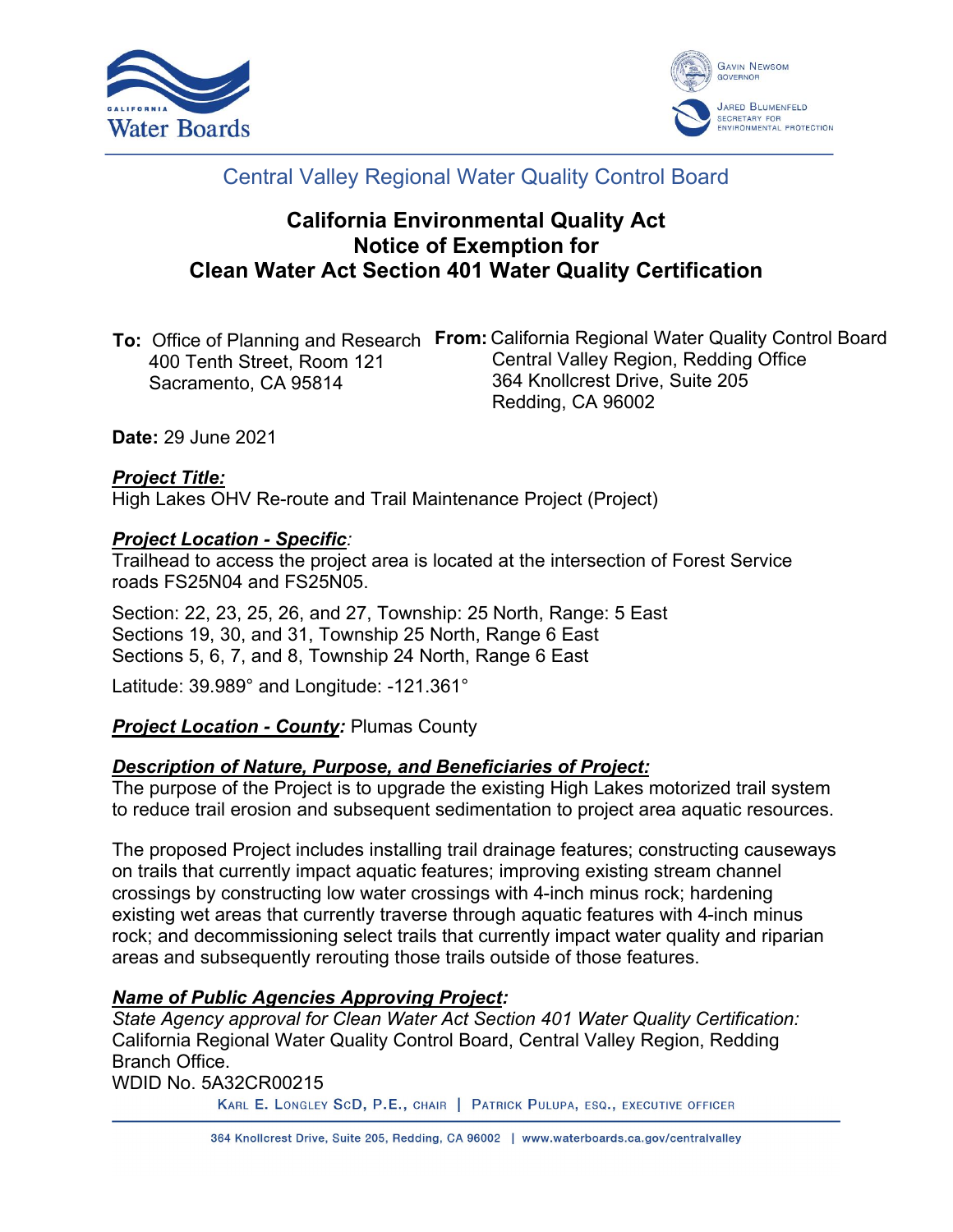Central Valley Regional Water Quality Control Board

# California Environmental Quality Act Notice of Exemption for Clean Water Act Section 401 Water Quality Certification

**To:** Office of Planning and Research
400 Tenth Street, Room 121
Sacramento, CA 95814

**From:** California Regional Water Quality Control Board
Central Valley Region, Redding Office
364 Knollcrest Drive, Suite 205
Redding, CA 96002

**Date:** 29 June 2021

***Project Title:***
High Lakes OHV Re-route and Trail Maintenance Project (Project)

***Project Location - Specific***:
Trailhead to access the project area is located at the intersection of Forest Service roads FS25N04 and FS25N05.

Section: 22, 23, 25, 26, and 27, Township: 25 North, Range: 5 East
Sections 19, 30, and 31, Township 25 North, Range 6 East
Sections 5, 6, 7, and 8, Township 24 North, Range 6 East

Latitude: 39.989° and Longitude: -121.361°

***Project Location - County:*** Plumas County

***Description of Nature, Purpose, and Beneficiaries of Project:***
The purpose of the Project is to upgrade the existing High Lakes motorized trail system to reduce trail erosion and subsequent sedimentation to project area aquatic resources.

The proposed Project includes installing trail drainage features; constructing causeways on trails that currently impact aquatic features; improving existing stream channel crossings by constructing low water crossings with 4-inch minus rock; hardening existing wet areas that currently traverse through aquatic features with 4-inch minus rock; and decommissioning select trails that currently impact water quality and riparian areas and subsequently rerouting those trails outside of those features.

***Name of Public Agencies Approving Project:***
*State Agency approval for Clean Water Act Section 401 Water Quality Certification:*
California Regional Water Quality Control Board, Central Valley Region, Redding Branch Office.
WDID No. 5A32CR00215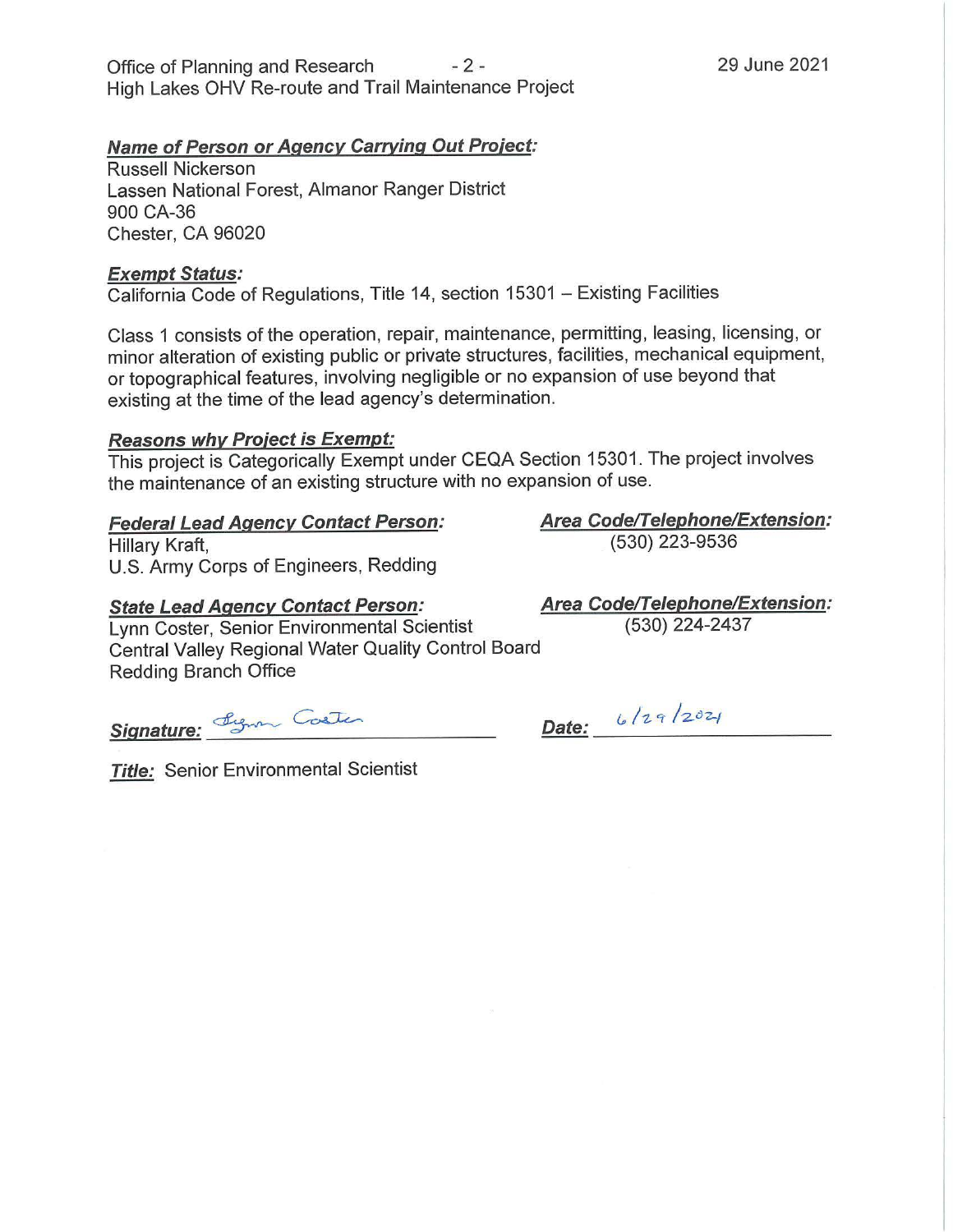***Name of Person or Agency Carrying Out Project:***
Russell Nickerson
Lassen National Forest, Almanor Ranger District
900 CA-36
Chester, CA 96020

***Exempt Status:***
California Code of Regulations, Title 14, section 15301 – Existing Facilities

Class 1 consists of the operation, repair, maintenance, permitting, leasing, licensing, or minor alteration of existing public or private structures, facilities, mechanical equipment, or topographical features, involving negligible or no expansion of use beyond that existing at the time of the lead agency's determination.

***Reasons why Project is Exempt:***
This project is Categorically Exempt under CEQA Section 15301. The project involves the maintenance of an existing structure with no expansion of use.

***Federal Lead Agency Contact Person:***
Hillary Kraft,
U.S. Army Corps of Engineers, Redding

***Area Code/Telephone/Extension:***
(530) 223-9536

***State Lead Agency Contact Person:***
Lynn Coster, Senior Environmental Scientist
Central Valley Regional Water Quality Control Board
Redding Branch Office

***Area Code/Telephone/Extension:***
(530) 224-2437

***Signature:*** Lynn Coster

***Date:*** 6/29/2021

***Title:*** Senior Environmental Scientist